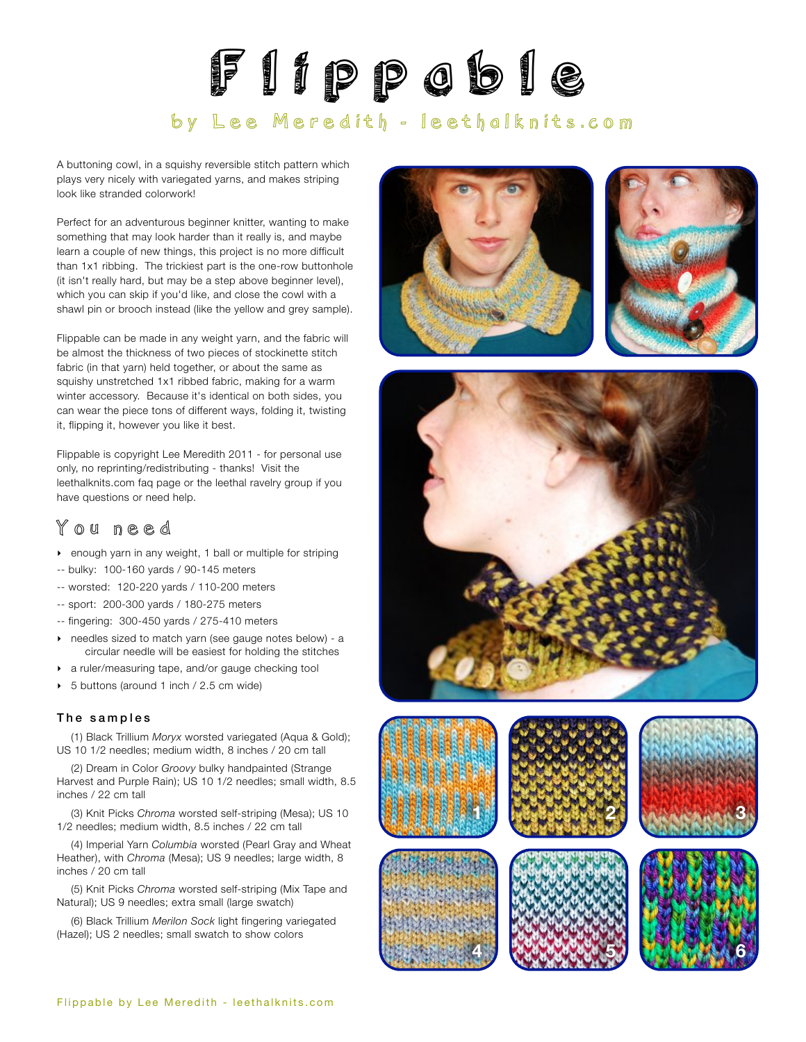# Flippable

## by Lee Meredith - leethalknits.com

A buttoning cowl, in a squishy reversible stitch pattern which plays very nicely with variegated yarns, and makes striping look like stranded colorwork!

Perfect for an adventurous beginner knitter, wanting to make something that may look harder than it really is, and maybe learn a couple of new things, this project is no more difficult than 1x1 ribbing. The trickiest part is the one-row buttonhole (it isn't really hard, but may be a step above beginner level), which you can skip if you'd like, and close the cowl with a shawl pin or brooch instead (like the yellow and grey sample).

Flippable can be made in any weight yarn, and the fabric will be almost the thickness of two pieces of stockinette stitch fabric (in that yarn) held together, or about the same as squishy unstretched 1x1 ribbed fabric, making for a warm winter accessory. Because it's identical on both sides, you can wear the piece tons of different ways, folding it, twisting it, flipping it, however you like it best.

Flippable is copyright Lee Meredith 2011 - for personal use only, no reprinting/redistributing - thanks! Visit the leethalknits.com faq page or the leethal ravelry group if you have questions or need help.

## You need

- enough yarn in any weight, 1 ball or multiple for striping
  - -- bulky: 100-160 yards / 90-145 meters
  - -- worsted: 120-220 yards / 110-200 meters
  - -- sport: 200-300 yards / 180-275 meters
  - -- fingering: 300-450 yards / 275-410 meters
- needles sized to match yarn (see gauge notes below) - a circular needle will be easiest for holding the stitches
- a ruler/measuring tape, and/or gauge checking tool
- 5 buttons (around 1 inch / 2.5 cm wide)

### The samples

(1) Black Trillium *Moryx* worsted variegated (Aqua & Gold); US 10 1/2 needles; medium width, 8 inches / 20 cm tall

(2) Dream in Color *Groovy* bulky handpainted (Strange Harvest and Purple Rain); US 10 1/2 needles; small width, 8.5 inches / 22 cm tall

(3) Knit Picks *Chroma* worsted self-striping (Mesa); US 10 1/2 needles; medium width, 8.5 inches / 22 cm tall

(4) Imperial Yarn *Columbia* worsted (Pearl Gray and Wheat Heather), with *Chroma* (Mesa); US 9 needles; large width, 8 inches / 20 cm tall

(5) Knit Picks *Chroma* worsted self-striping (Mix Tape and Natural); US 9 needles; extra small (large swatch)

(6) Black Trillium *Merilon Sock* light fingering variegated (Hazel); US 2 needles; small swatch to show colors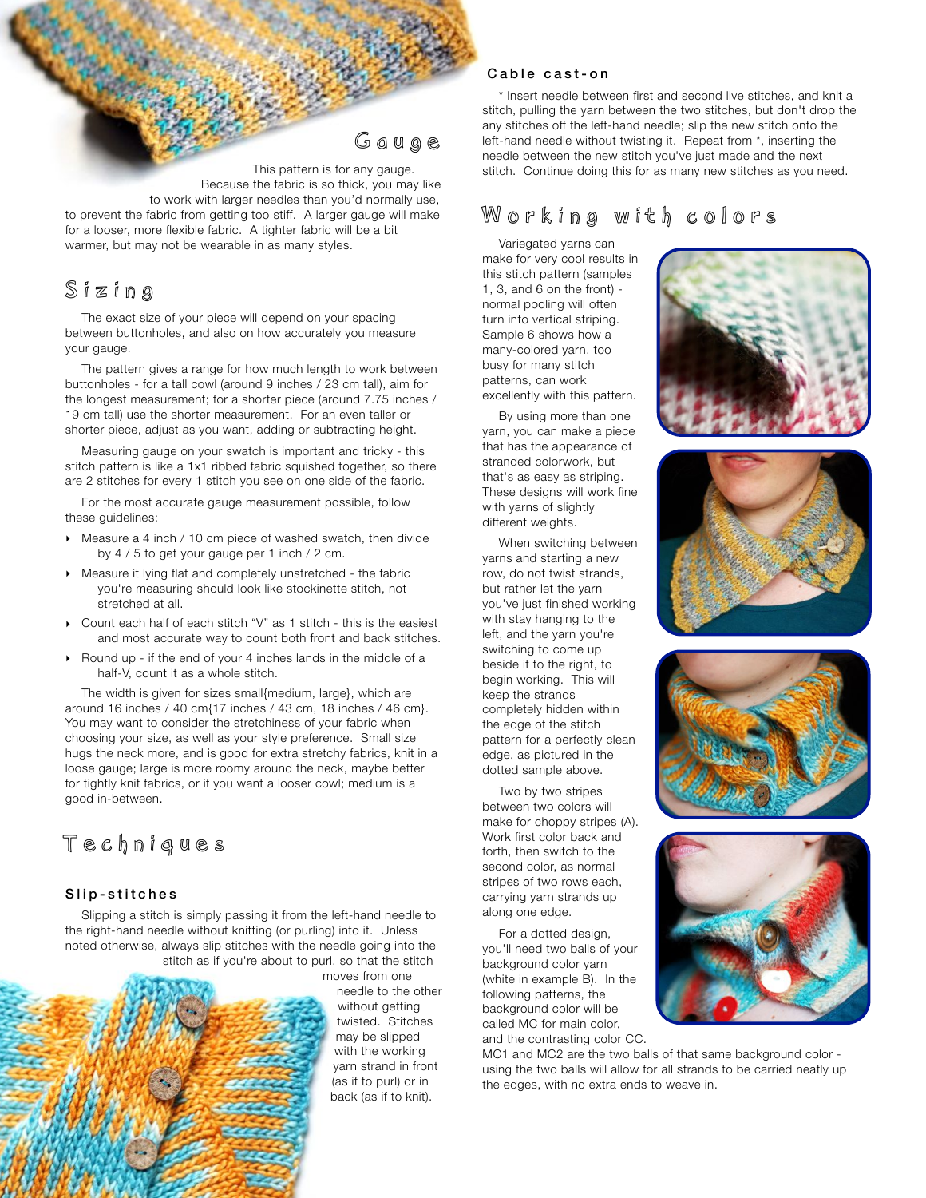## Gauge

This pattern is for any gauge. Because the fabric is so thick, you may like to work with larger needles than you'd normally use, to prevent the fabric from getting too stiff. A larger gauge will make for a looser, more flexible fabric. A tighter fabric will be a bit warmer, but may not be wearable in as many styles.

## Sizing

The exact size of your piece will depend on your spacing between buttonholes, and also on how accurately you measure your gauge.

The pattern gives a range for how much length to work between buttonholes - for a tall cowl (around 9 inches / 23 cm tall), aim for the longest measurement; for a shorter piece (around 7.75 inches / 19 cm tall) use the shorter measurement. For an even taller or shorter piece, adjust as you want, adding or subtracting height.

Measuring gauge on your swatch is important and tricky - this stitch pattern is like a 1x1 ribbed fabric squished together, so there are 2 stitches for every 1 stitch you see on one side of the fabric.

For the most accurate gauge measurement possible, follow these guidelines:

- Measure a 4 inch / 10 cm piece of washed swatch, then divide by 4 / 5 to get your gauge per 1 inch / 2 cm.
- Measure it lying flat and completely unstretched - the fabric you're measuring should look like stockinette stitch, not stretched at all.
- Count each half of each stitch "V" as 1 stitch - this is the easiest and most accurate way to count both front and back stitches.
- Round up - if the end of your 4 inches lands in the middle of a half-V, count it as a whole stitch.

The width is given for sizes small{medium, large}, which are around 16 inches / 40 cm{17 inches / 43 cm, 18 inches / 46 cm}. You may want to consider the stretchiness of your fabric when choosing your size, as well as your style preference. Small size hugs the neck more, and is good for extra stretchy fabrics, knit in a loose gauge; large is more roomy around the neck, maybe better for tightly knit fabrics, or if you want a looser cowl; medium is a good in-between.

## Techniques

### Slip-stitches

Slipping a stitch is simply passing it from the left-hand needle to the right-hand needle without knitting (or purling) into it. Unless noted otherwise, always slip stitches with the needle going into the stitch as if you're about to purl, so that the stitch moves from one needle to the other without getting twisted. Stitches may be slipped with the working yarn strand in front (as if to purl) or in back (as if to knit).

### Cable cast-on

* Insert needle between first and second live stitches, and knit a stitch, pulling the yarn between the two stitches, but don't drop the any stitches off the left-hand needle; slip the new stitch onto the left-hand needle without twisting it. Repeat from *, inserting the needle between the new stitch you've just made and the next stitch. Continue doing this for as many new stitches as you need.

## Working with colors

Variegated yarns can make for very cool results in this stitch pattern (samples 1, 3, and 6 on the front) - normal pooling will often turn into vertical striping. Sample 6 shows how a many-colored yarn, too busy for many stitch patterns, can work excellently with this pattern.

By using more than one yarn, you can make a piece that has the appearance of stranded colorwork, but that's as easy as striping. These designs will work fine with yarns of slightly different weights.

When switching between yarns and starting a new row, do not twist strands, but rather let the yarn you've just finished working with stay hanging to the left, and the yarn you're switching to come up beside it to the right, to begin working. This will keep the strands completely hidden within the edge of the stitch pattern for a perfectly clean edge, as pictured in the dotted sample above.

Two by two stripes between two colors will make for choppy stripes (A). Work first color back and forth, then switch to the second color, as normal stripes of two rows each, carrying yarn strands up along one edge.

For a dotted design, you'll need two balls of your background color yarn (white in example B). In the following patterns, the background color will be called MC for main color, and the contrasting color CC. MC1 and MC2 are the two balls of that same background color - using the two balls will allow for all strands to be carried neatly up the edges, with no extra ends to weave in.